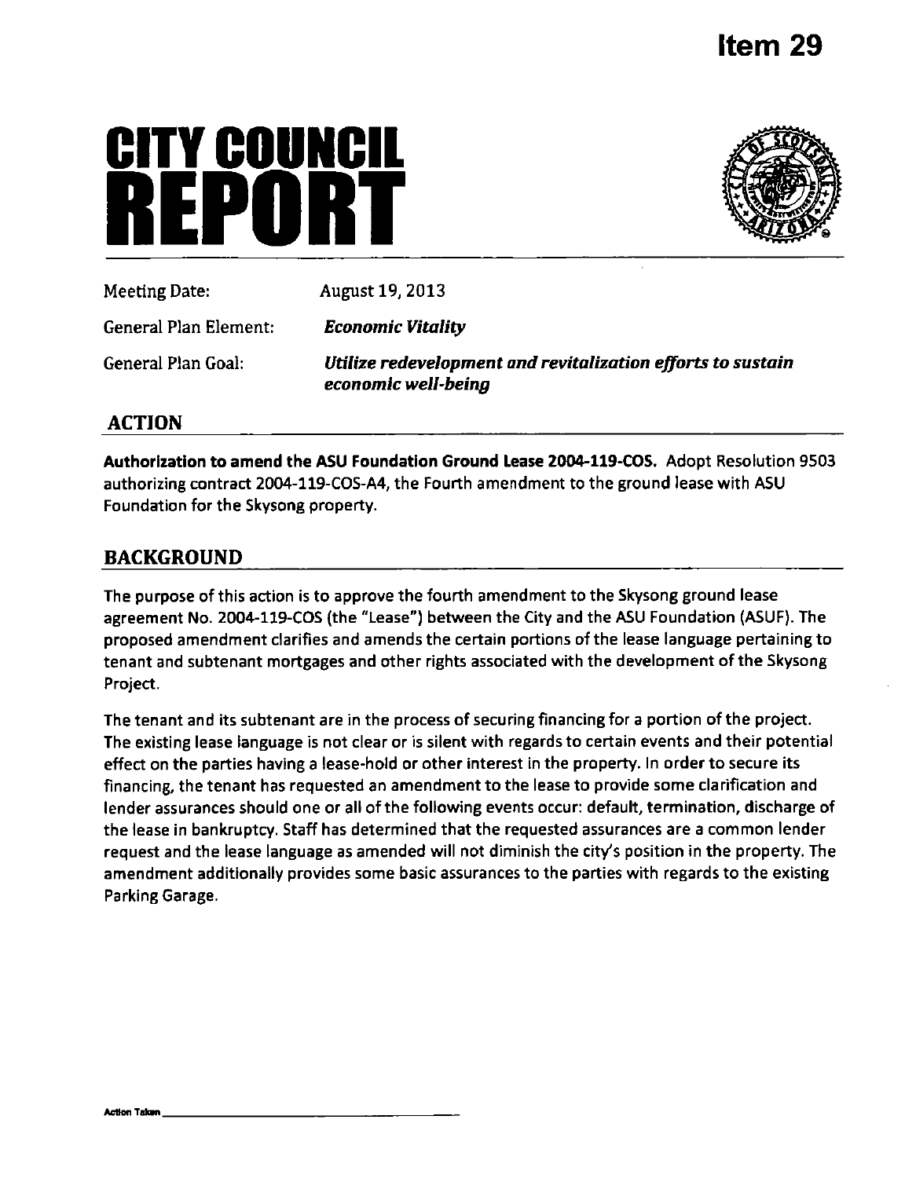# Item 29

# CITY COUNCIL REPORT

| | |
|---|---|
| Meeting Date: | August 19, 2013 |
| General Plan Element: | ***Economic Vitality*** |
| General Plan Goal: | ***Utilize redevelopment and revitalization efforts to sustain economic well-being*** |

## ACTION

**Authorization to amend the ASU Foundation Ground Lease 2004-119-COS.** Adopt Resolution 9503 authorizing contract 2004-119-COS-A4, the Fourth amendment to the ground lease with ASU Foundation for the Skysong property.

## BACKGROUND

The purpose of this action is to approve the fourth amendment to the Skysong ground lease agreement No. 2004-119-COS (the "Lease") between the City and the ASU Foundation (ASUF). The proposed amendment clarifies and amends the certain portions of the lease language pertaining to tenant and subtenant mortgages and other rights associated with the development of the Skysong Project.

The tenant and its subtenant are in the process of securing financing for a portion of the project. The existing lease language is not clear or is silent with regards to certain events and their potential effect on the parties having a lease-hold or other interest in the property. In order to secure its financing, the tenant has requested an amendment to the lease to provide some clarification and lender assurances should one or all of the following events occur: default, termination, discharge of the lease in bankruptcy. Staff has determined that the requested assurances are a common lender request and the lease language as amended will not diminish the city's position in the property. The amendment additionally provides some basic assurances to the parties with regards to the existing Parking Garage.

Action Taken \_\_\_\_\_\_\_\_\_\_\_\_\_\_\_\_\_\_\_\_\_\_\_\_\_\_\_\_\_\_\_\_\_\_\_\_\_\_\_\_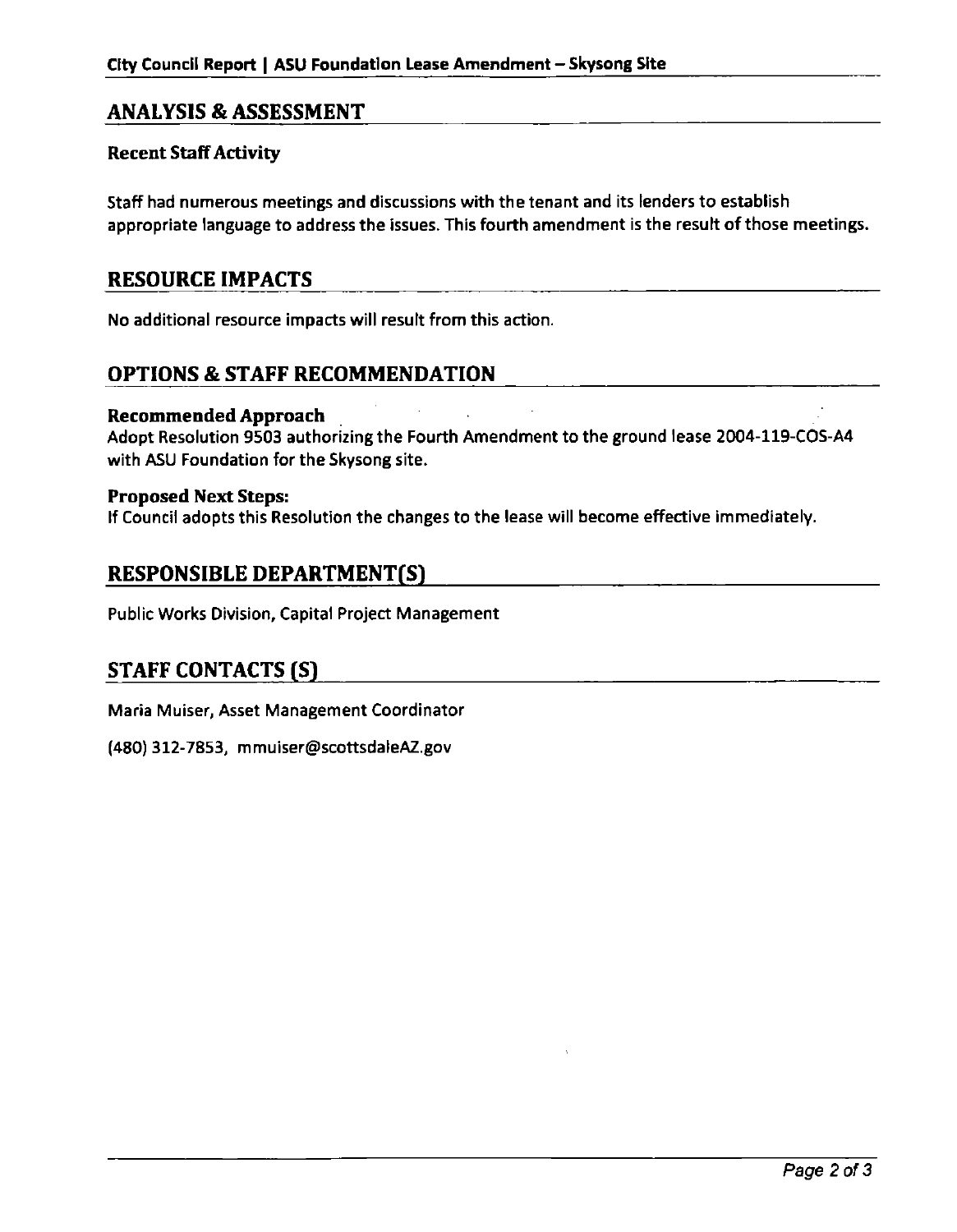## ANALYSIS & ASSESSMENT

### Recent Staff Activity

Staff had numerous meetings and discussions with the tenant and its lenders to establish appropriate language to address the issues. This fourth amendment is the result of those meetings.

## RESOURCE IMPACTS

No additional resource impacts will result from this action.

## OPTIONS & STAFF RECOMMENDATION

### Recommended Approach

Adopt Resolution 9503 authorizing the Fourth Amendment to the ground lease 2004-119-COS-A4 with ASU Foundation for the Skysong site.

### Proposed Next Steps:

If Council adopts this Resolution the changes to the lease will become effective immediately.

## RESPONSIBLE DEPARTMENT(S)

Public Works Division, Capital Project Management

## STAFF CONTACTS (S)

Maria Muiser, Asset Management Coordinator

(480) 312-7853, mmuiser@scottsdaleAZ.gov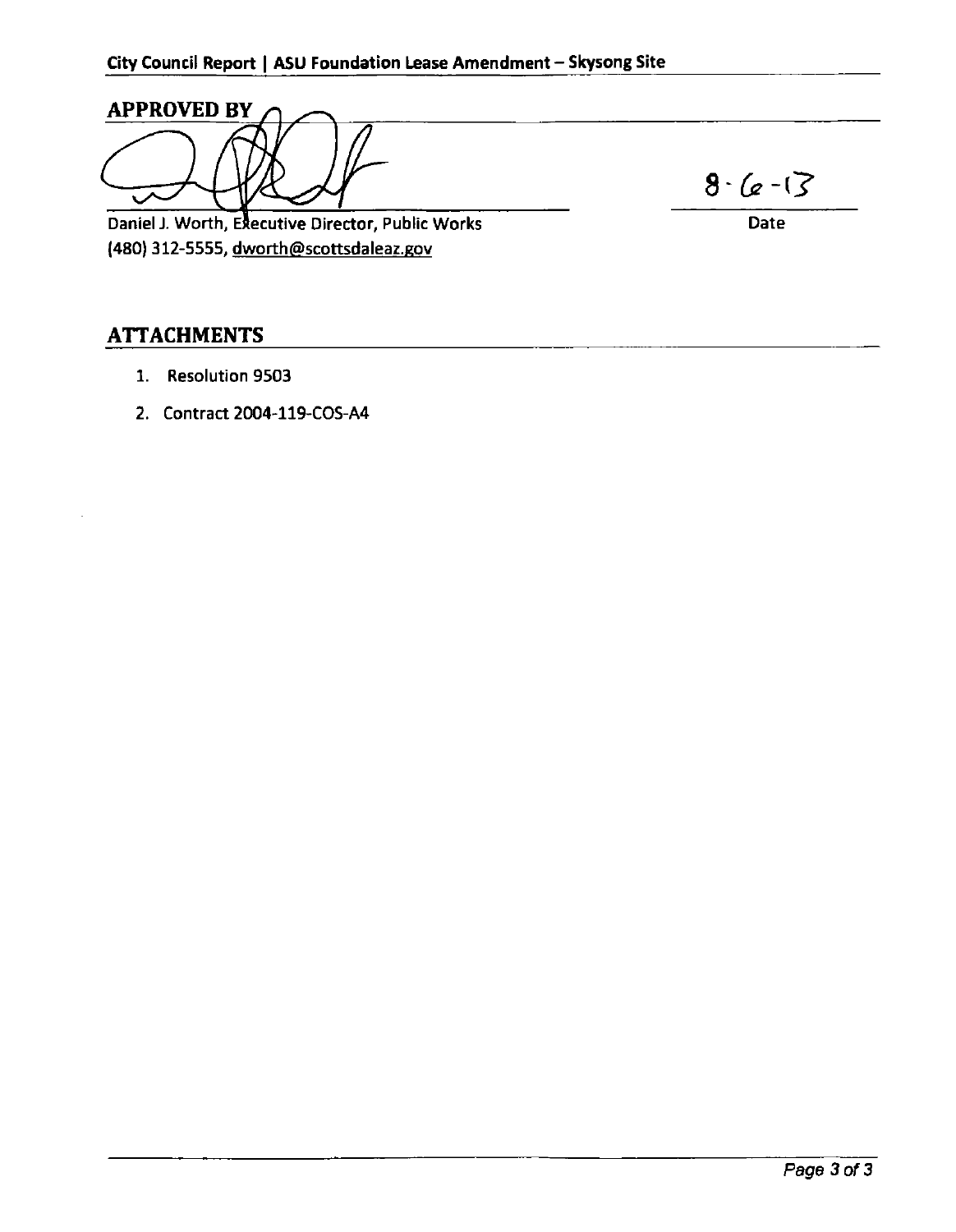## APPROVED BY

Daniel J. Worth, Executive Director, Public Works
(480) 312-5555, dworth@scottsdaleaz.gov

8-6-13
Date

## ATTACHMENTS

1. Resolution 9503
2. Contract 2004-119-COS-A4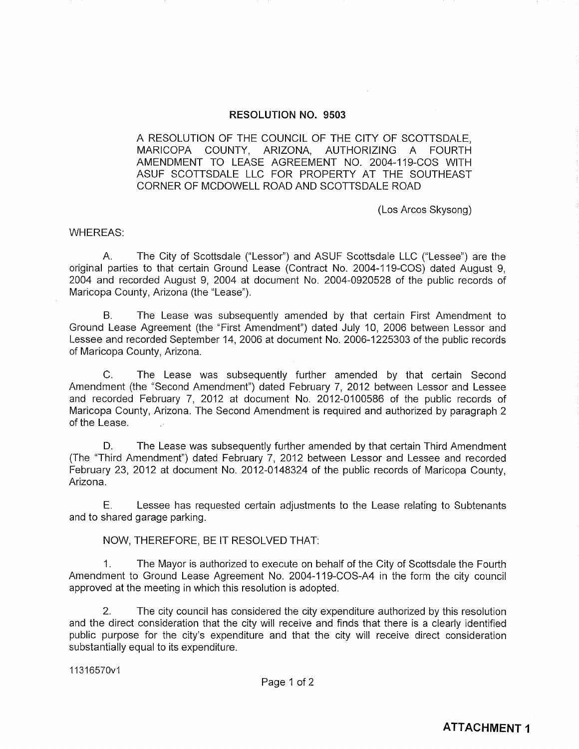**RESOLUTION NO. 9503**

A RESOLUTION OF THE COUNCIL OF THE CITY OF SCOTTSDALE, MARICOPA COUNTY, ARIZONA, AUTHORIZING A FOURTH AMENDMENT TO LEASE AGREEMENT NO. 2004-119-COS WITH ASUF SCOTTSDALE LLC FOR PROPERTY AT THE SOUTHEAST CORNER OF MCDOWELL ROAD AND SCOTTSDALE ROAD

(Los Arcos Skysong)

WHEREAS:

A. The City of Scottsdale ("Lessor") and ASUF Scottsdale LLC ("Lessee") are the original parties to that certain Ground Lease (Contract No. 2004-119-COS) dated August 9, 2004 and recorded August 9, 2004 at document No. 2004-0920528 of the public records of Maricopa County, Arizona (the "Lease").

B. The Lease was subsequently amended by that certain First Amendment to Ground Lease Agreement (the "First Amendment") dated July 10, 2006 between Lessor and Lessee and recorded September 14, 2006 at document No. 2006-1225303 of the public records of Maricopa County, Arizona.

C. The Lease was subsequently further amended by that certain Second Amendment (the "Second Amendment") dated February 7, 2012 between Lessor and Lessee and recorded February 7, 2012 at document No. 2012-0100586 of the public records of Maricopa County, Arizona. The Second Amendment is required and authorized by paragraph 2 of the Lease.

D. The Lease was subsequently further amended by that certain Third Amendment (The "Third Amendment") dated February 7, 2012 between Lessor and Lessee and recorded February 23, 2012 at document No. 2012-0148324 of the public records of Maricopa County, Arizona.

E. Lessee has requested certain adjustments to the Lease relating to Subtenants and to shared garage parking.

NOW, THEREFORE, BE IT RESOLVED THAT:

1. The Mayor is authorized to execute on behalf of the City of Scottsdale the Fourth Amendment to Ground Lease Agreement No. 2004-119-COS-A4 in the form the city council approved at the meeting in which this resolution is adopted.

2. The city council has considered the city expenditure authorized by this resolution and the direct consideration that the city will receive and finds that there is a clearly identified public purpose for the city's expenditure and that the city will receive direct consideration substantially equal to its expenditure.

11316570v1

**ATTACHMENT 1**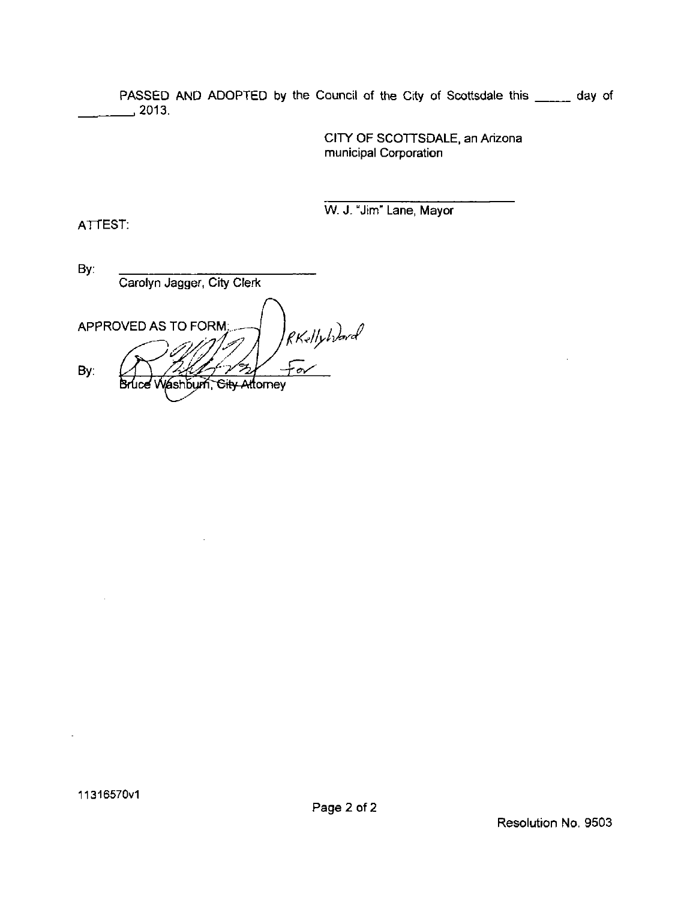PASSED AND ADOPTED by the Council of the City of Scottsdale this _____ day of _______, 2013.

CITY OF SCOTTSDALE, an Arizona municipal Corporation

_________________________
W. J. "Jim" Lane, Mayor

ATTEST:

By: _________________________
Carolyn Jagger, City Clerk

APPROVED AS TO FORM:

RKellyWard

By: _________________________ For
Bruce Washburn, City Attorney

11316570v1

Resolution No. 9503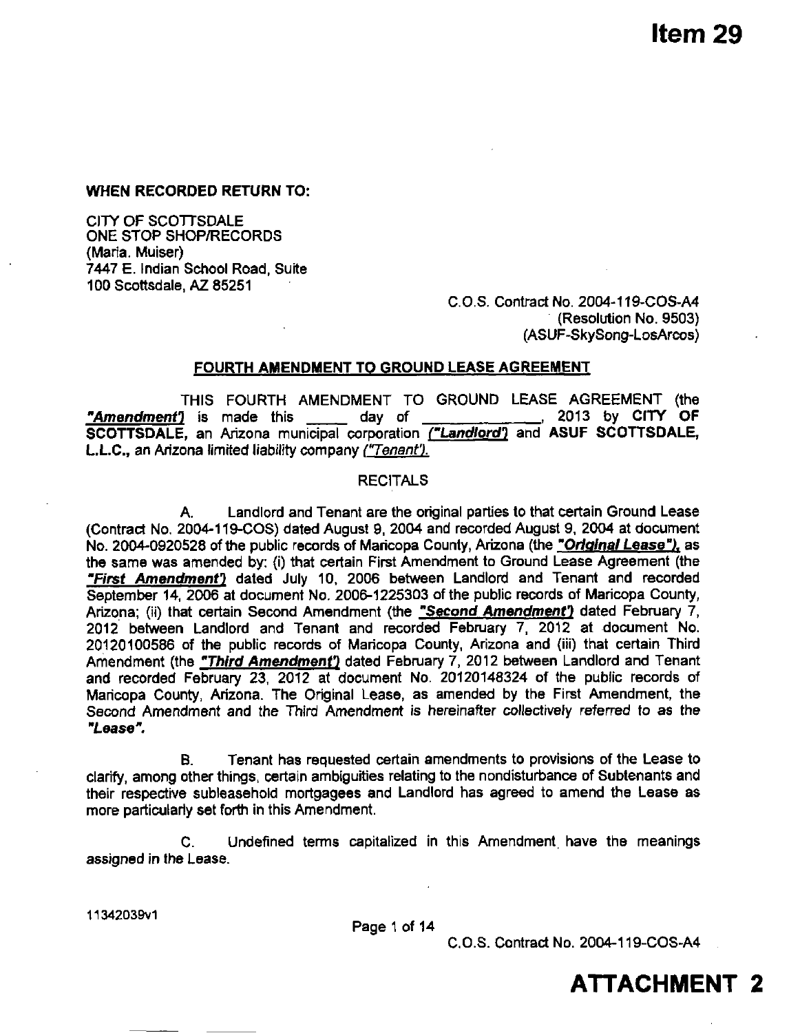# Item 29

**WHEN RECORDED RETURN TO:**

CITY OF SCOTTSDALE
ONE STOP SHOP/RECORDS
(Maria. Muiser)
7447 E. Indian School Road, Suite
100 Scottsdale, AZ 85251

C.O.S. Contract No. 2004-119-COS-A4
(Resolution No. 9503)
(ASUF-SkySong-LosArcos)

## FOURTH AMENDMENT TO GROUND LEASE AGREEMENT

THIS FOURTH AMENDMENT TO GROUND LEASE AGREEMENT (the ***"Amendment"***) is made this _____ day of _____________, 2013 by **CITY OF SCOTTSDALE**, an Arizona municipal corporation *("**Landlord**")* and **ASUF SCOTTSDALE, L.L.C.**, an Arizona limited liability company *("Tenant")*.

RECITALS

A. Landlord and Tenant are the original parties to that certain Ground Lease (Contract No. 2004-119-COS) dated August 9, 2004 and recorded August 9, 2004 at document No. 2004-0920528 of the public records of Maricopa County, Arizona (the ***"Original Lease"***), as the same was amended by: (i) that certain First Amendment to Ground Lease Agreement (the ***"First Amendment"***) dated July 10, 2006 between Landlord and Tenant and recorded September 14, 2006 at document No. 2006-1225303 of the public records of Maricopa County, Arizona; (ii) that certain Second Amendment (the ***"Second Amendment"***) dated February 7, 2012 between Landlord and Tenant and recorded February 7, 2012 at document No. 20120100586 of the public records of Maricopa County, Arizona and (iii) that certain Third Amendment (the ***"Third Amendment"***) dated February 7, 2012 between Landlord and Tenant and recorded February 23, 2012 at document No. 20120148324 of the public records of Maricopa County, Arizona. The Original Lease, as amended by the First Amendment, the Second Amendment and the Third Amendment is hereinafter collectively referred to as the ***"Lease"***.

B. Tenant has requested certain amendments to provisions of the Lease to clarify, among other things, certain ambiguities relating to the nondisturbance of Subtenants and their respective subleasehold mortgagees and Landlord has agreed to amend the Lease as more particularly set forth in this Amendment.

C. Undefined terms capitalized in this Amendment have the meanings assigned in the Lease.

11342039v1

**ATTACHMENT 2**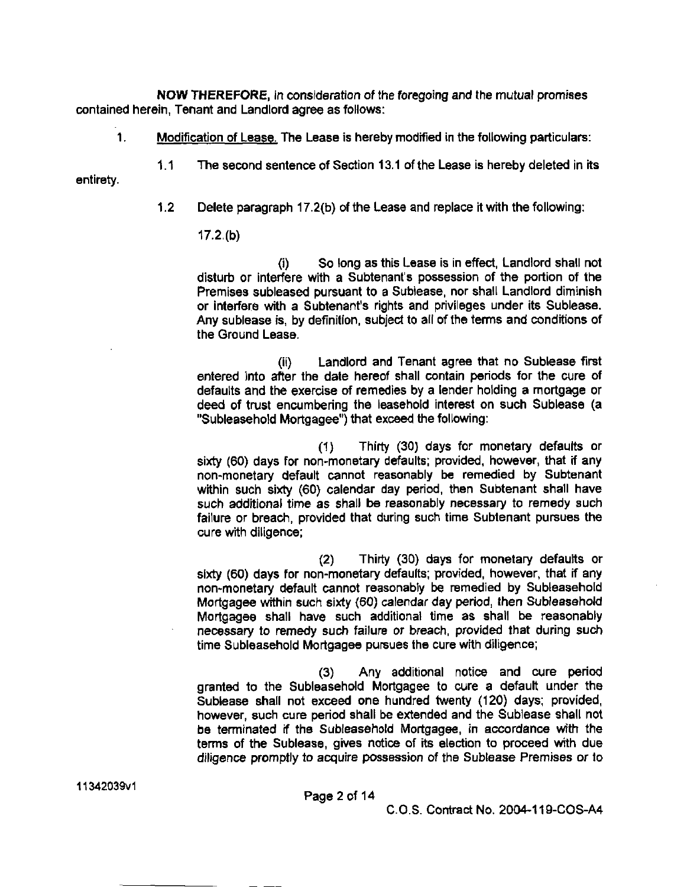**NOW THEREFORE,** *in consideration of the foregoing and the mutual promises* contained herein, Tenant and Landlord agree as follows:

1. Modification of Lease. The Lease is hereby modified in the following particulars:

 1.1 The second sentence of Section 13.1 of the Lease is hereby deleted in its entirety.

 1.2 Delete paragraph 17.2(b) of the Lease and replace it with the following:

 17.2.(b)

 (i) So long as this Lease is in effect, Landlord shall not disturb or interfere with a Subtenant's possession of the portion of the Premises subleased pursuant to a Sublease, nor shall Landlord diminish or interfere with a Subtenant's rights and privileges under its Sublease. Any sublease is, by definition, subject to all of the terms and conditions of the Ground Lease.

 (ii) Landlord and Tenant agree that no Sublease first entered into after the date hereof shall contain periods for the cure of defaults and the exercise of remedies by a lender holding a mortgage or deed of trust encumbering the leasehold interest on such Sublease (a "Subleasehold Mortgagee") that exceed the following:

 (1) Thirty (30) days for monetary defaults or sixty (60) days for non-monetary defaults; provided, however, that if any non-monetary default cannot reasonably be remedied by Subtenant within such sixty (60) calendar day period, then Subtenant shall have such additional time as shall be reasonably necessary to remedy such failure or breach, provided that during such time Subtenant pursues the cure with diligence;

 (2) Thirty (30) days for monetary defaults or sixty (60) days for non-monetary defaults; provided, however, that if any non-monetary default cannot reasonably be remedied by Subleasehold Mortgagee within such sixty (60) calendar day period, then Subleasehold Mortgagee shall have such additional time as shall be reasonably necessary to remedy such failure or breach, provided that during such time Subleasehold Mortgagee pursues the cure with diligence;

 (3) Any additional notice and cure period granted to the Subleasehold Mortgagee to cure a default under the Sublease shall not exceed one hundred twenty (120) days; provided, however, such cure period shall be extended and the Sublease shall not be terminated if the Subleasehold Mortgagee, in accordance with the terms of the Sublease, gives notice of its election to proceed with due diligence promptly to acquire possession of the Sublease Premises or to

11342039v1

C.O.S. Contract No. 2004-119-COS-A4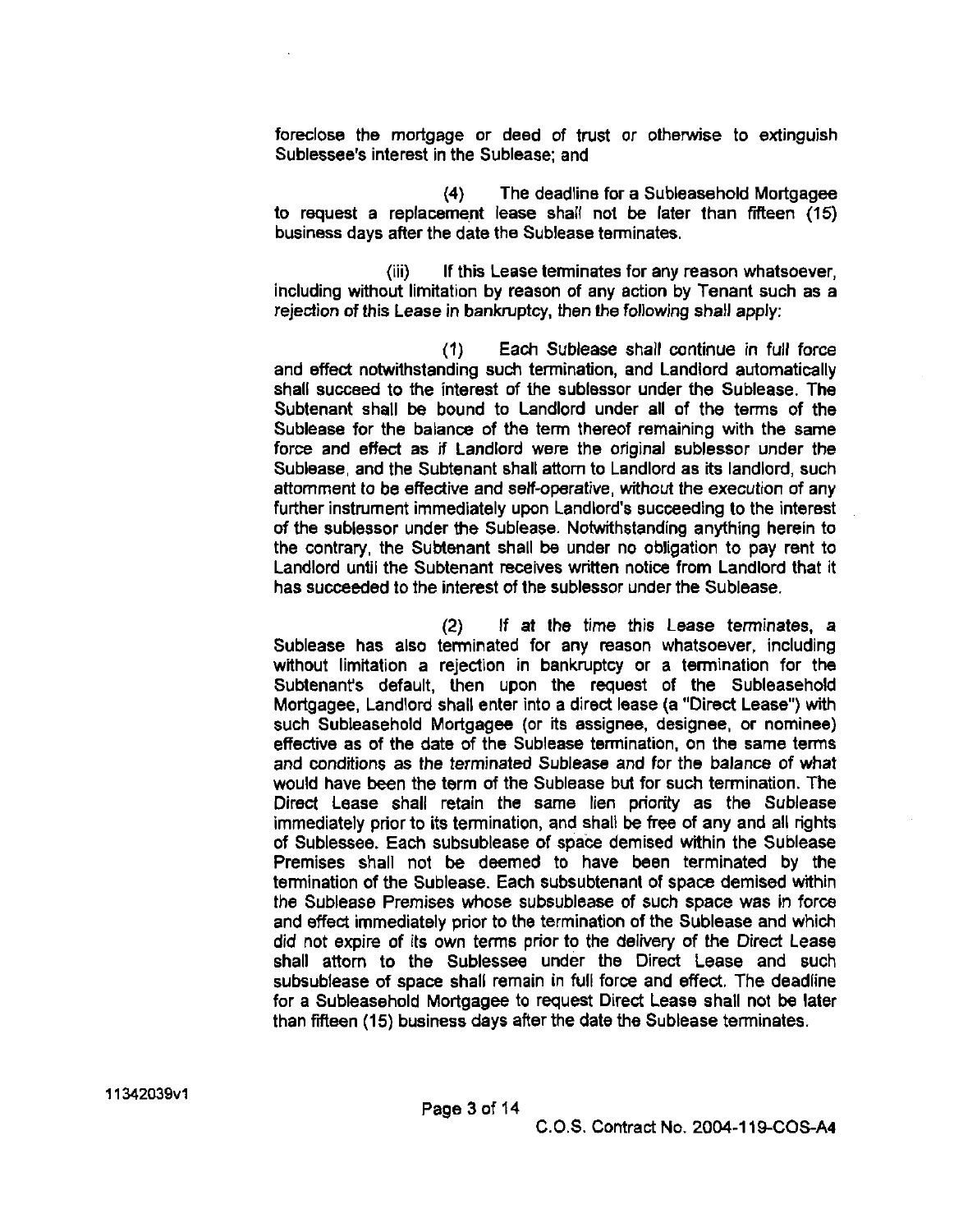foreclose the mortgage or deed of trust or otherwise to extinguish Sublessee's interest in the Sublease; and

(4) The deadline for a Subleasehold Mortgagee to request a replacement lease shall not be later than fifteen (15) business days after the date the Sublease terminates.

(iii) If this Lease terminates for any reason whatsoever, including without limitation by reason of any action by Tenant such as a rejection of this Lease in bankruptcy, then the following shall apply:

(1) Each Sublease shall continue in full force and effect notwithstanding such termination, and Landlord automatically shall succeed to the interest of the sublessor under the Sublease. The Subtenant shall be bound to Landlord under all of the terms of the Sublease for the balance of the term thereof remaining with the same force and effect as if Landlord were the original sublessor under the Sublease, and the Subtenant shall attorn to Landlord as its landlord, such attornment to be effective and self-operative, without the execution of any further instrument immediately upon Landlord's succeeding to the interest of the sublessor under the Sublease. Notwithstanding anything herein to the contrary, the Subtenant shall be under no obligation to pay rent to Landlord until the Subtenant receives written notice from Landlord that it has succeeded to the interest of the sublessor under the Sublease.

(2) If at the time this Lease terminates, a Sublease has also terminated for any reason whatsoever, including without limitation a rejection in bankruptcy or a termination for the Subtenant's default, then upon the request of the Subleasehold Mortgagee, Landlord shall enter into a direct lease (a "Direct Lease") with such Subleasehold Mortgagee (or its assignee, designee, or nominee) effective as of the date of the Sublease termination, on the same terms and conditions as the terminated Sublease and for the balance of what would have been the term of the Sublease but for such termination. The Direct Lease shall retain the same lien priority as the Sublease immediately prior to its termination, and shall be free of any and all rights of Sublessee. Each subsublease of space demised within the Sublease Premises shall not be deemed to have been terminated by the termination of the Sublease. Each subsubtenant of space demised within the Sublease Premises whose subsublease of such space was in force and effect immediately prior to the termination of the Sublease and which did not expire of its own terms prior to the delivery of the Direct Lease shall attorn to the Sublessee under the Direct Lease and such subsublease of space shall remain in full force and effect. The deadline for a Subleasehold Mortgagee to request Direct Lease shall not be later than fifteen (15) business days after the date the Sublease terminates.

11342039v1

C.O.S. Contract No. 2004-119-COS-A4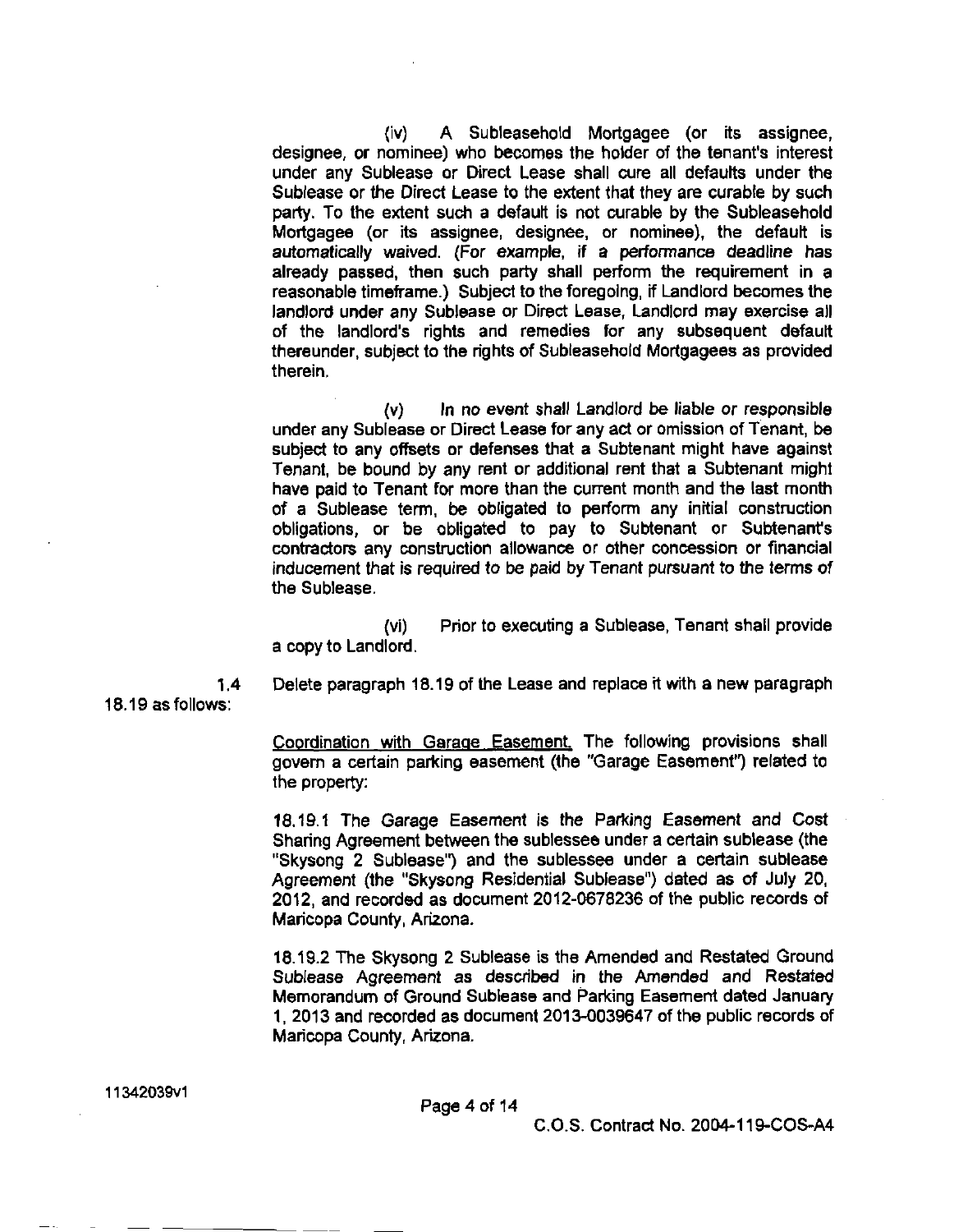(iv) A Subleasehold Mortgagee (or its assignee, designee, or nominee) who becomes the holder of the tenant's interest under any Sublease or Direct Lease shall cure all defaults under the Sublease or the Direct Lease to the extent that they are curable by such party. To the extent such a default is not curable by the Subleasehold Mortgagee (or its assignee, designee, or nominee), the default is automatically waived. (For example, if a performance deadline has already passed, then such party shall perform the requirement in a reasonable timeframe.) Subject to the foregoing, if Landlord becomes the landlord under any Sublease or Direct Lease, Landlord may exercise all of the landlord's rights and remedies for any subsequent default thereunder, subject to the rights of Subleasehold Mortgagees as provided therein.

(v) In no event shall Landlord be liable or responsible under any Sublease or Direct Lease for any act or omission of Tenant, be subject to any offsets or defenses that a Subtenant might have against Tenant, be bound by any rent or additional rent that a Subtenant might have paid to Tenant for more than the current month and the last month of a Sublease term, be obligated to perform any initial construction obligations, or be obligated to pay to Subtenant or Subtenant's contractors any construction allowance or other concession or financial inducement that is required to be paid by Tenant pursuant to the terms of the Sublease.

(vi) Prior to executing a Sublease, Tenant shall provide a copy to Landlord.

1.4 Delete paragraph 18.19 of the Lease and replace it with a new paragraph 18.19 as follows:

Coordination with Garage Easement. The following provisions shall govern a certain parking easement (the "Garage Easement") related to the property:

18.19.1 The Garage Easement is the Parking Easement and Cost Sharing Agreement between the sublessee under a certain sublease (the "Skysong 2 Sublease") and the sublessee under a certain sublease Agreement (the "Skysong Residential Sublease") dated as of July 20, 2012, and recorded as document 2012-0678236 of the public records of Maricopa County, Arizona.

18.19.2 The Skysong 2 Sublease is the Amended and Restated Ground Sublease Agreement as described in the Amended and Restated Memorandum of Ground Sublease and Parking Easement dated January 1, 2013 and recorded as document 2013-0039647 of the public records of Maricopa County, Arizona.

11342039v1

C.O.S. Contract No. 2004-119-COS-A4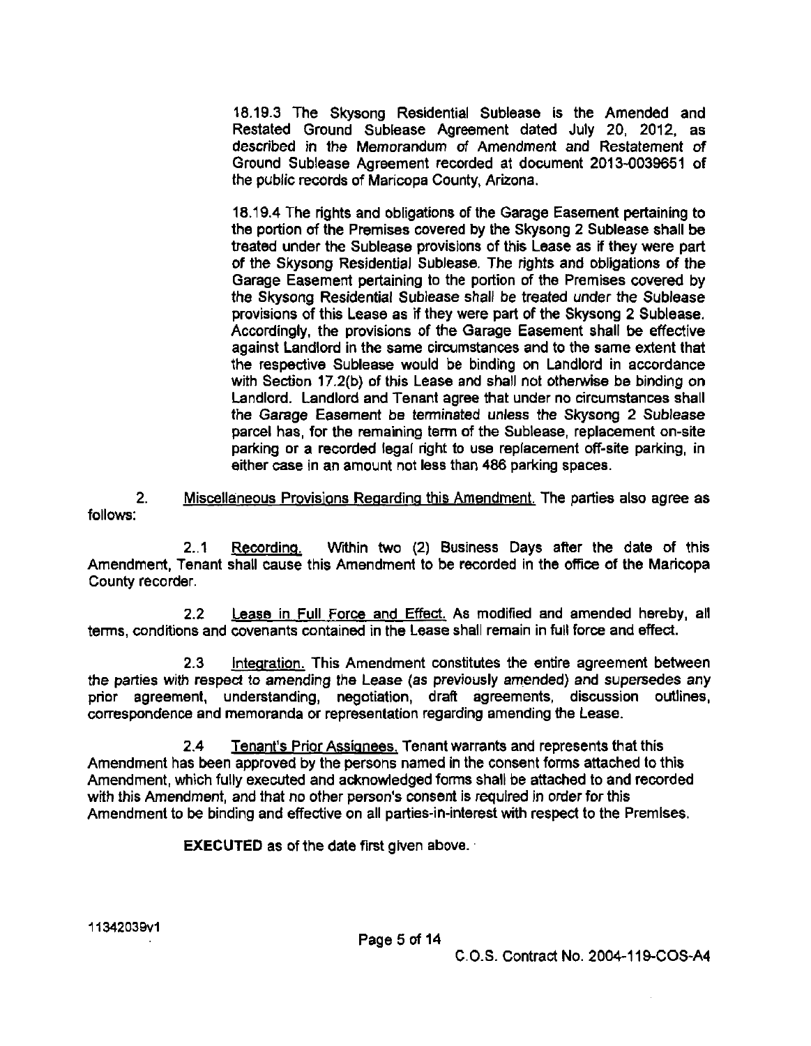18.19.3 The Skysong Residential Sublease is the Amended and Restated Ground Sublease Agreement dated July 20, 2012, as described in the Memorandum of Amendment and Restatement of Ground Sublease Agreement recorded at document 2013-0039651 of the public records of Maricopa County, Arizona.

18.19.4 The rights and obligations of the Garage Easement pertaining to the portion of the Premises covered by the Skysong 2 Sublease shall be treated under the Sublease provisions of this Lease as if they were part of the Skysong Residential Sublease. The rights and obligations of the Garage Easement pertaining to the portion of the Premises covered by the Skysong Residential Sublease shall be treated under the Sublease provisions of this Lease as if they were part of the Skysong 2 Sublease. Accordingly, the provisions of the Garage Easement shall be effective against Landlord in the same circumstances and to the same extent that the respective Sublease would be binding on Landlord in accordance with Section 17.2(b) of this Lease and shall not otherwise be binding on Landlord. Landlord and Tenant agree that under no circumstances shall the Garage Easement be terminated unless the Skysong 2 Sublease parcel has, for the remaining term of the Sublease, replacement on-site parking or a recorded legal right to use replacement off-site parking, in either case in an amount not less than 486 parking spaces.

2. Miscellaneous Provisions Regarding this Amendment. The parties also agree as follows:

2..1 Recording. Within two (2) Business Days after the date of this Amendment, Tenant shall cause this Amendment to be recorded in the office of the Maricopa County recorder.

2.2 Lease in Full Force and Effect. As modified and amended hereby, all terms, conditions and covenants contained in the Lease shall remain in full force and effect.

2.3 Integration. This Amendment constitutes the entire agreement between the parties with respect to amending the Lease (as previously amended) and supersedes any prior agreement, understanding, negotiation, draft agreements, discussion outlines, correspondence and memoranda or representation regarding amending the Lease.

2.4 Tenant's Prior Assignees. Tenant warrants and represents that this Amendment has been approved by the persons named in the consent forms attached to this Amendment, which fully executed and acknowledged forms shall be attached to and recorded with this Amendment, and that no other person's consent is required in order for this Amendment to be binding and effective on all parties-in-interest with respect to the Premises.

**EXECUTED** as of the date first given above.

11342039v1

C.O.S. Contract No. 2004-119-COS-A4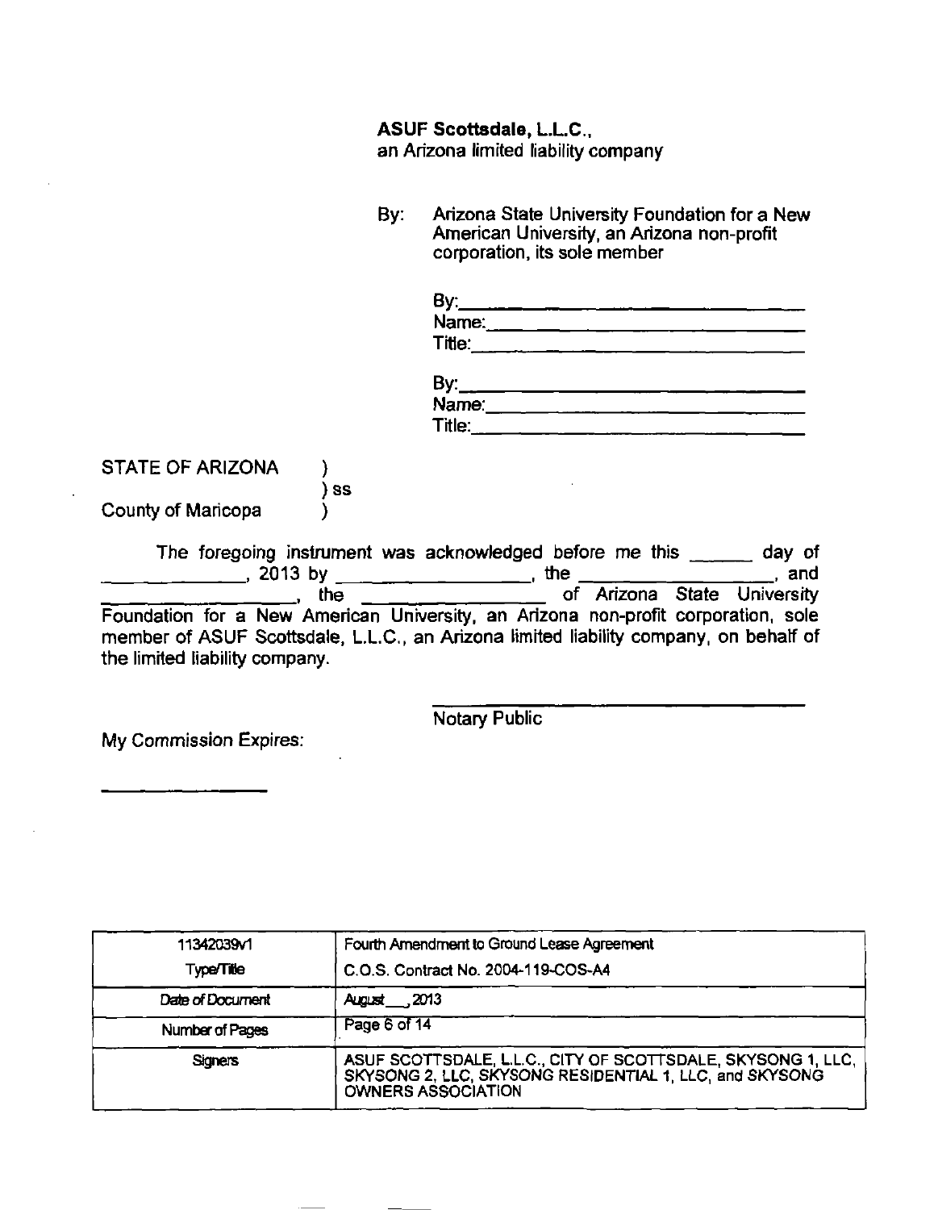**ASUF Scottsdale, L.L.C.,**
an Arizona limited liability company

By: Arizona State University Foundation for a New American University, an Arizona non-profit corporation, its sole member

By:\_\_\_\_\_\_\_\_\_\_\_\_\_\_\_\_\_\_\_\_\_\_\_\_\_\_\_\_\_\_
Name:\_\_\_\_\_\_\_\_\_\_\_\_\_\_\_\_\_\_\_\_\_\_\_\_\_\_\_\_
Title:\_\_\_\_\_\_\_\_\_\_\_\_\_\_\_\_\_\_\_\_\_\_\_\_\_\_\_\_\_

By:\_\_\_\_\_\_\_\_\_\_\_\_\_\_\_\_\_\_\_\_\_\_\_\_\_\_\_\_\_\_
Name:\_\_\_\_\_\_\_\_\_\_\_\_\_\_\_\_\_\_\_\_\_\_\_\_\_\_\_\_
Title:\_\_\_\_\_\_\_\_\_\_\_\_\_\_\_\_\_\_\_\_\_\_\_\_\_\_\_\_\_

STATE OF ARIZONA )
) ss
County of Maricopa )

The foregoing instrument was acknowledged before me this \_\_\_\_\_\_ day of \_\_\_\_\_\_\_\_\_\_\_\_\_, 2013 by \_\_\_\_\_\_\_\_\_\_\_\_\_\_\_\_\_\_, the \_\_\_\_\_\_\_\_\_\_\_\_\_\_\_\_\_\_, and \_\_\_\_\_\_\_\_\_\_\_\_\_\_\_\_\_\_, the \_\_\_\_\_\_\_\_\_\_\_\_\_\_\_\_\_\_ of Arizona State University Foundation for a New American University, an Arizona non-profit corporation, sole member of ASUF Scottsdale, L.L.C., an Arizona limited liability company, on behalf of the limited liability company.

\_\_\_\_\_\_\_\_\_\_\_\_\_\_\_\_\_\_\_\_\_\_\_\_\_\_\_\_\_\_
Notary Public

My Commission Expires:

\_\_\_\_\_\_\_\_\_\_\_\_\_\_\_\_

| 11342039v1 Type/Title | Fourth Amendment to Ground Lease Agreement C.O.S. Contract No. 2004-119-COS-A4 |
|---|---|
| Date of Document | August \_\_, 2013 |
| Number of Pages | Page 6 of 14 |
| Signers | ASUF SCOTTSDALE, L.L.C., CITY OF SCOTTSDALE, SKYSONG 1, LLC, SKYSONG 2, LLC, SKYSONG RESIDENTIAL 1, LLC, and SKYSONG OWNERS ASSOCIATION |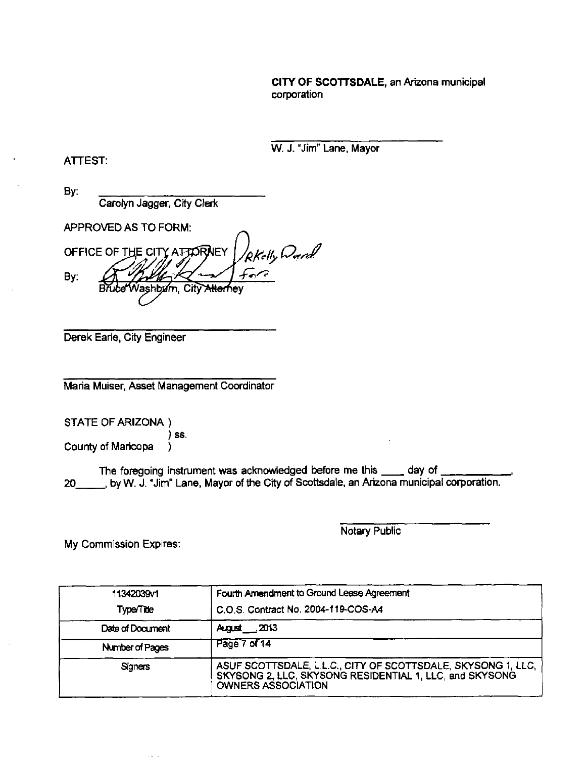**CITY OF SCOTTSDALE**, an Arizona municipal corporation

\_\_\_\_\_\_\_\_\_\_\_\_\_\_\_\_\_\_\_\_\_\_\_\_\_\_\_\_
W. J. "Jim" Lane, Mayor

ATTEST:

By: \_\_\_\_\_\_\_\_\_\_\_\_\_\_\_\_\_\_\_\_\_\_\_\_\_\_\_\_
Carolyn Jagger, City Clerk

APPROVED AS TO FORM:

OFFICE OF THE CITY ATTORNEY

By: \_\_\_\_\_\_\_\_\_\_\_\_\_\_\_\_\_\_\_\_\_\_\_\_\_\_\_\_ RKelly Ward for
Bruce Washburn, City Attorney

\_\_\_\_\_\_\_\_\_\_\_\_\_\_\_\_\_\_\_\_\_\_\_\_\_\_\_\_
Derek Earle, City Engineer

\_\_\_\_\_\_\_\_\_\_\_\_\_\_\_\_\_\_\_\_\_\_\_\_\_\_\_\_
Maria Muiser, Asset Management Coordinator

STATE OF ARIZONA )
) ss.
County of Maricopa )

The foregoing instrument was acknowledged before me this \_\_\_\_ day of \_\_\_\_\_\_\_\_\_\_\_, 20\_\_\_\_\_, by W. J. "Jim" Lane, Mayor of the City of Scottsdale, an Arizona municipal corporation.

\_\_\_\_\_\_\_\_\_\_\_\_\_\_\_\_\_\_\_\_\_\_\_\_\_\_\_\_
Notary Public

My Commission Expires:

| 11342039v1 | Fourth Amendment to Ground Lease Agreement |
|---|---|
| Type/Title | C.O.S. Contract No. 2004-119-COS-A4 |
| Date of Document | August \_\_, 2013 |
| Number of Pages | Page 7 of 14 |
| Signers | ASUF SCOTTSDALE, L.L.C., CITY OF SCOTTSDALE, SKYSONG 1, LLC, SKYSONG 2, LLC, SKYSONG RESIDENTIAL 1, LLC, and SKYSONG OWNERS ASSOCIATION |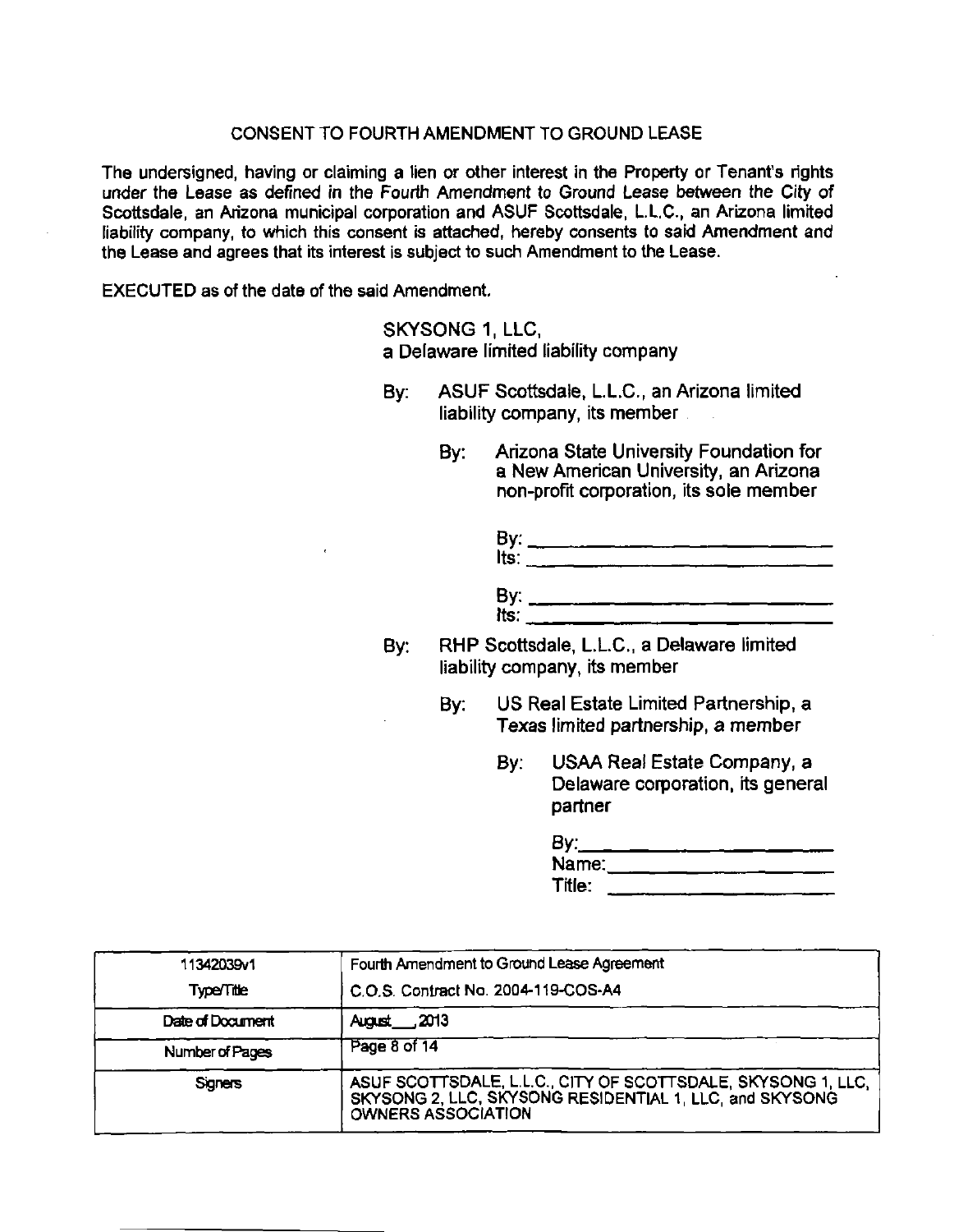# CONSENT TO FOURTH AMENDMENT TO GROUND LEASE

The undersigned, having or claiming a lien or other interest in the Property or Tenant's rights under the Lease as defined in the Fourth Amendment to Ground Lease between the City of Scottsdale, an Arizona municipal corporation and ASUF Scottsdale, L.L.C., an Arizona limited liability company, to which this consent is attached, hereby consents to said Amendment and the Lease and agrees that its interest is subject to such Amendment to the Lease.

**EXECUTED** as of the date of the said Amendment.

SKYSONG 1, LLC,
a Delaware limited liability company

By: ASUF Scottsdale, L.L.C., an Arizona limited liability company, its member

By: Arizona State University Foundation for a New American University, an Arizona non-profit corporation, its sole member

By: ______________________________
Its: ______________________________

By: ______________________________
Its: ______________________________

By: RHP Scottsdale, L.L.C., a Delaware limited liability company, its member

By: US Real Estate Limited Partnership, a Texas limited partnership, a member

By: USAA Real Estate Company, a Delaware corporation, its general partner

By: ______________________________
Name: ______________________________
Title: ______________________________

| 11342039v1 | Fourth Amendment to Ground Lease Agreement |
| --- | --- |
| Type/Title | C.O.S. Contract No. 2004-119-COS-A4 |
| Date of Document | August \_\_, 2013 |
| Number of Pages | Page 8 of 14 |
| Signers | ASUF SCOTTSDALE, L.L.C., CITY OF SCOTTSDALE, SKYSONG 1, LLC, SKYSONG 2, LLC, SKYSONG RESIDENTIAL 1, LLC, and SKYSONG OWNERS ASSOCIATION |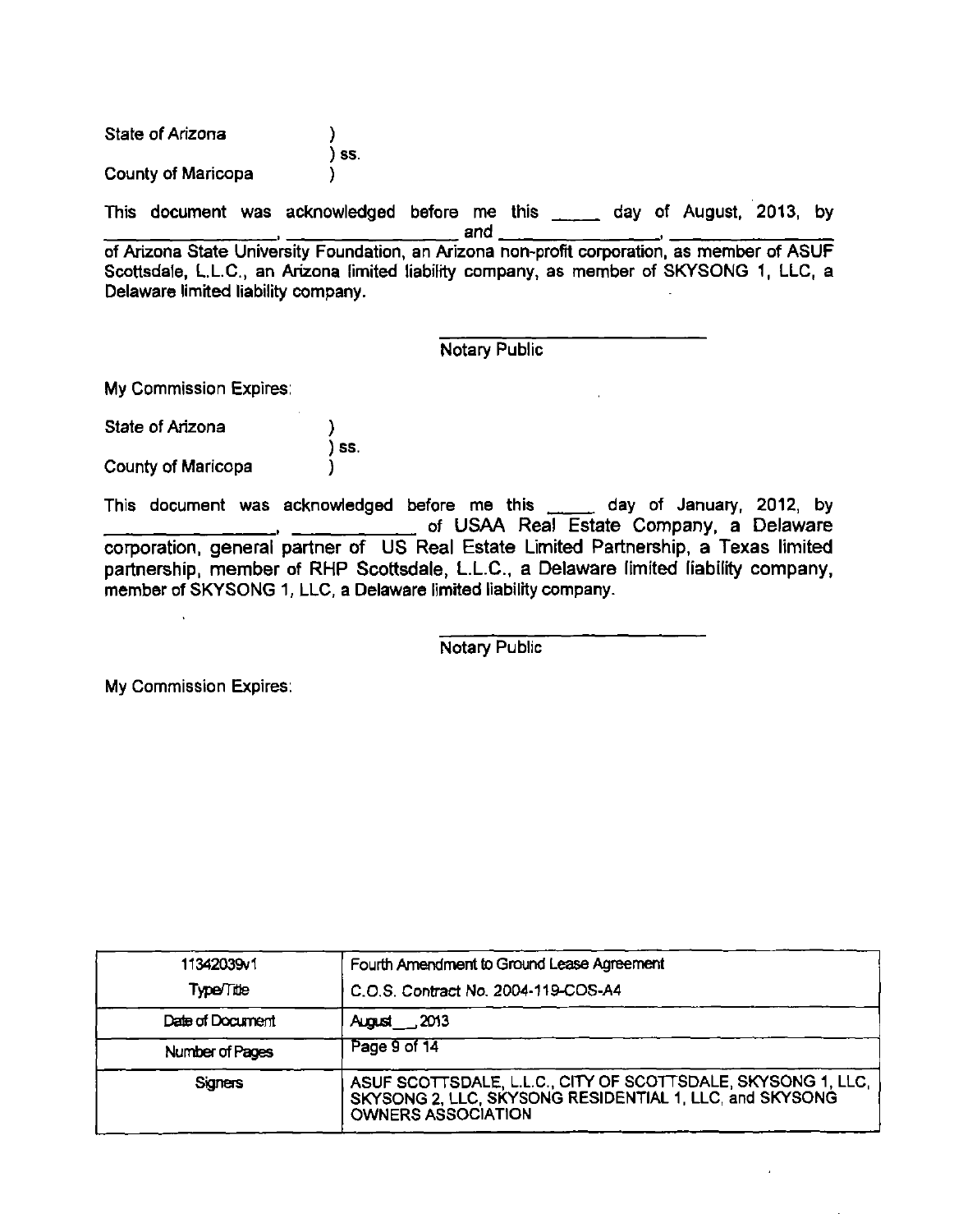State of Arizona )
) ss.
County of Maricopa )

This document was acknowledged before me this _____ day of August, 2013, by ________________, ________________ and ________________, ________________ of Arizona State University Foundation, an Arizona non-profit corporation, as member of ASUF Scottsdale, L.L.C., an Arizona limited liability company, as member of SKYSONG 1, LLC, a Delaware limited liability company.

____________________________
Notary Public

My Commission Expires:

State of Arizona )
) ss.
County of Maricopa )

This document was acknowledged before me this _____ day of January, 2012, by ________________, ____________ of USAA Real Estate Company, a Delaware corporation, general partner of US Real Estate Limited Partnership, a Texas limited partnership, member of RHP Scottsdale, L.L.C., a Delaware limited liability company, member of SKYSONG 1, LLC, a Delaware limited liability company.

____________________________
Notary Public

My Commission Expires:

| 11342039v1 | Fourth Amendment to Ground Lease Agreement |
|---|---|
| Type/Title | C.O.S. Contract No. 2004-119-COS-A4 |
| Date of Document | August __, 2013 |
| Number of Pages | Page 9 of 14 |
| Signers | ASUF SCOTTSDALE, L.L.C., CITY OF SCOTTSDALE, SKYSONG 1, LLC, SKYSONG 2, LLC, SKYSONG RESIDENTIAL 1, LLC, and SKYSONG OWNERS ASSOCIATION |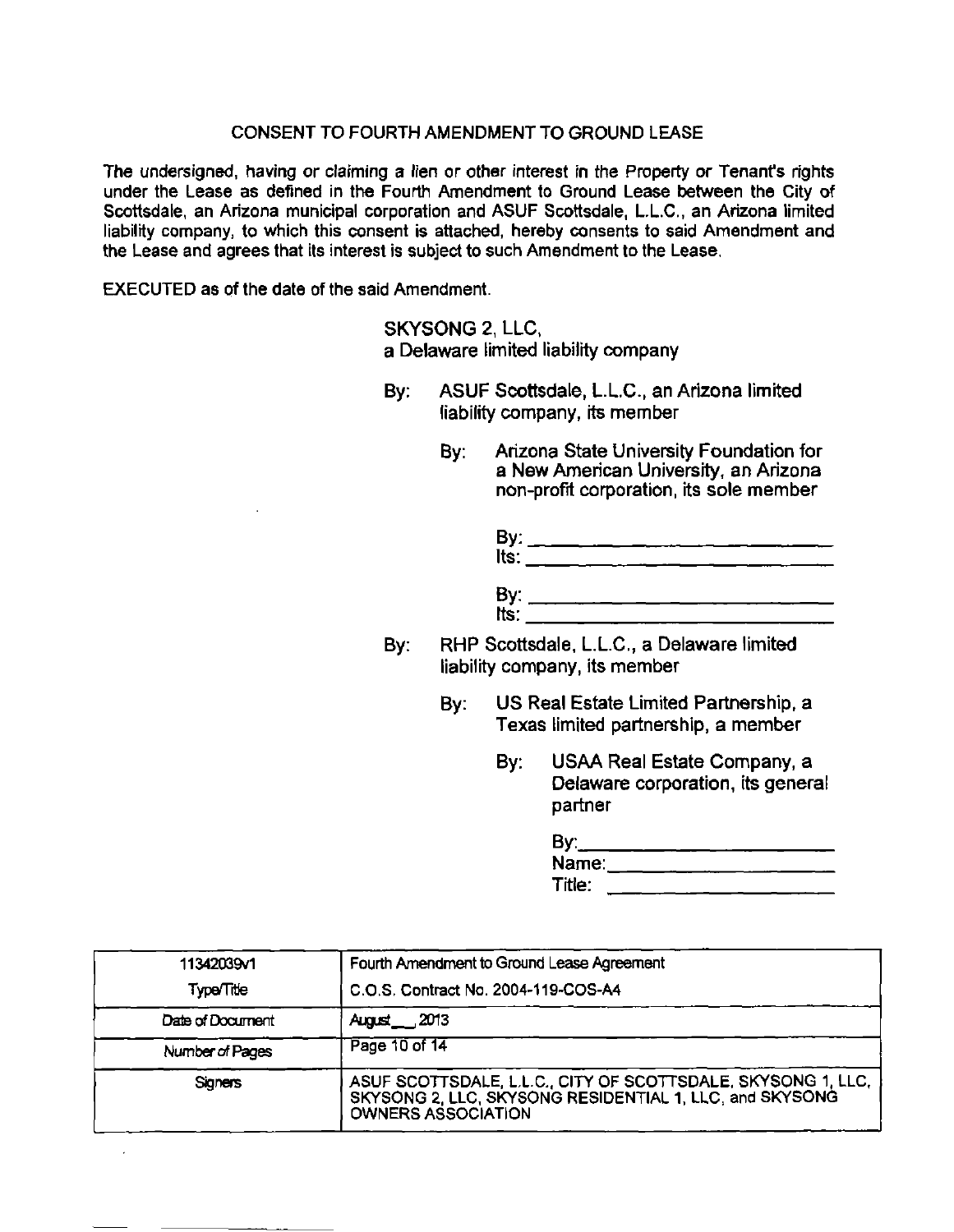# CONSENT TO FOURTH AMENDMENT TO GROUND LEASE

The undersigned, having or claiming a lien or other interest in the Property or Tenant's rights under the Lease as defined in the Fourth Amendment to Ground Lease between the City of Scottsdale, an Arizona municipal corporation and ASUF Scottsdale, L.L.C., an Arizona limited liability company, to which this consent is attached, hereby consents to said Amendment and the Lease and agrees that its interest is subject to such Amendment to the Lease.

EXECUTED as of the date of the said Amendment.

SKYSONG 2, LLC,
a Delaware limited liability company

By: ASUF Scottsdale, L.L.C., an Arizona limited liability company, its member

By: Arizona State University Foundation for a New American University, an Arizona non-profit corporation, its sole member

By: ______________________________
Its: ______________________________

By: ______________________________
Its: ______________________________

By: RHP Scottsdale, L.L.C., a Delaware limited liability company, its member

By: US Real Estate Limited Partnership, a Texas limited partnership, a member

By: USAA Real Estate Company, a Delaware corporation, its general partner

By: ______________________________
Name: ______________________________
Title: ______________________________

| 11342039v1 Type/Title | Fourth Amendment to Ground Lease Agreement C.O.S. Contract No. 2004-119-COS-A4 |
|---|---|
| Date of Document | August __, 2013 |
| Number of Pages | Page 10 of 14 |
| Signers | ASUF SCOTTSDALE, L.L.C., CITY OF SCOTTSDALE, SKYSONG 1, LLC, SKYSONG 2, LLC, SKYSONG RESIDENTIAL 1, LLC, and SKYSONG OWNERS ASSOCIATION |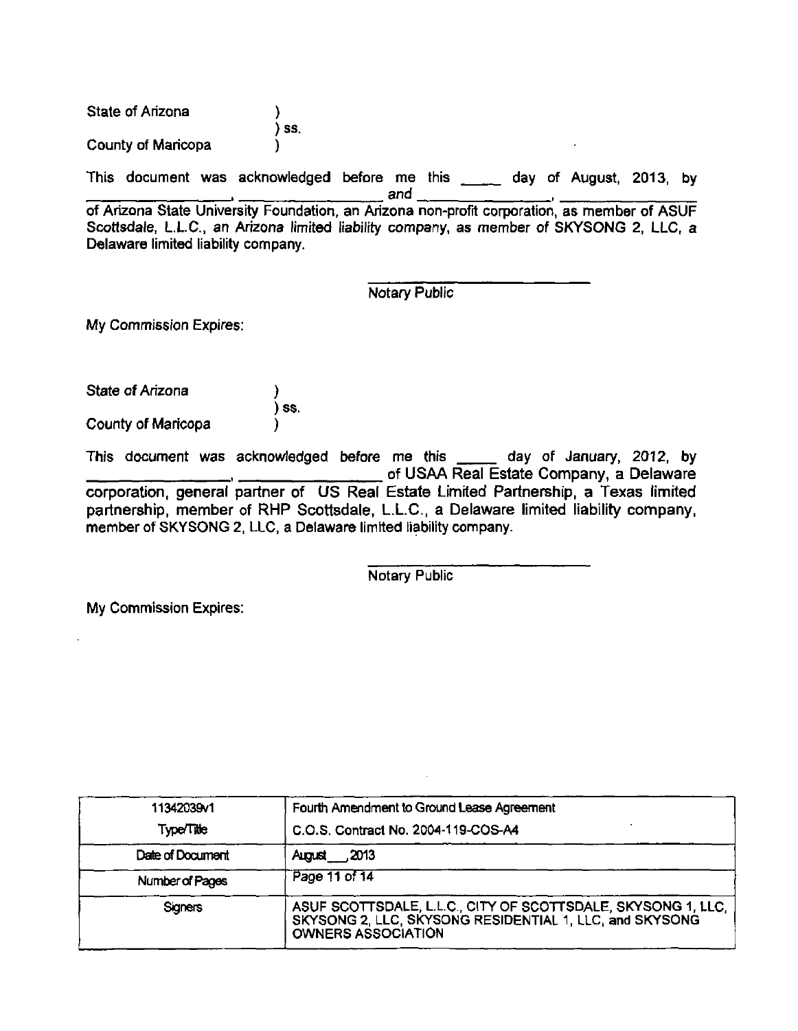State of Arizona )
) ss.
County of Maricopa )

This document was acknowledged before me this _____ day of August, 2013, by ________________, ________________ and ________________, ________________ of Arizona State University Foundation, an Arizona non-profit corporation, as member of ASUF Scottsdale, L.L.C., an Arizona limited liability company, as member of SKYSONG 2, LLC, a Delaware limited liability company.

\_\_\_\_\_\_\_\_\_\_\_\_\_\_\_\_\_\_\_\_\_\_\_\_\_\_\_\_
Notary Public

My Commission Expires:

State of Arizona )
) ss.
County of Maricopa )

This document was acknowledged before me this _____ day of January, 2012, by ________________, ________________ of USAA Real Estate Company, a Delaware corporation, general partner of US Real Estate Limited Partnership, a Texas limited partnership, member of RHP Scottsdale, L.L.C., a Delaware limited liability company, member of SKYSONG 2, LLC, a Delaware limited liability company.

\_\_\_\_\_\_\_\_\_\_\_\_\_\_\_\_\_\_\_\_\_\_\_\_\_\_\_\_
Notary Public

My Commission Expires:

| 11342039v1 | Fourth Amendment to Ground Lease Agreement |
|---|---|
| Type/Title | C.O.S. Contract No. 2004-119-COS-A4 |
| Date of Document | August ___, 2013 |
| Number of Pages | Page 11 of 14 |
| Signers | ASUF SCOTTSDALE, L.L.C., CITY OF SCOTTSDALE, SKYSONG 1, LLC, SKYSONG 2, LLC, SKYSONG RESIDENTIAL 1, LLC, and SKYSONG OWNERS ASSOCIATION |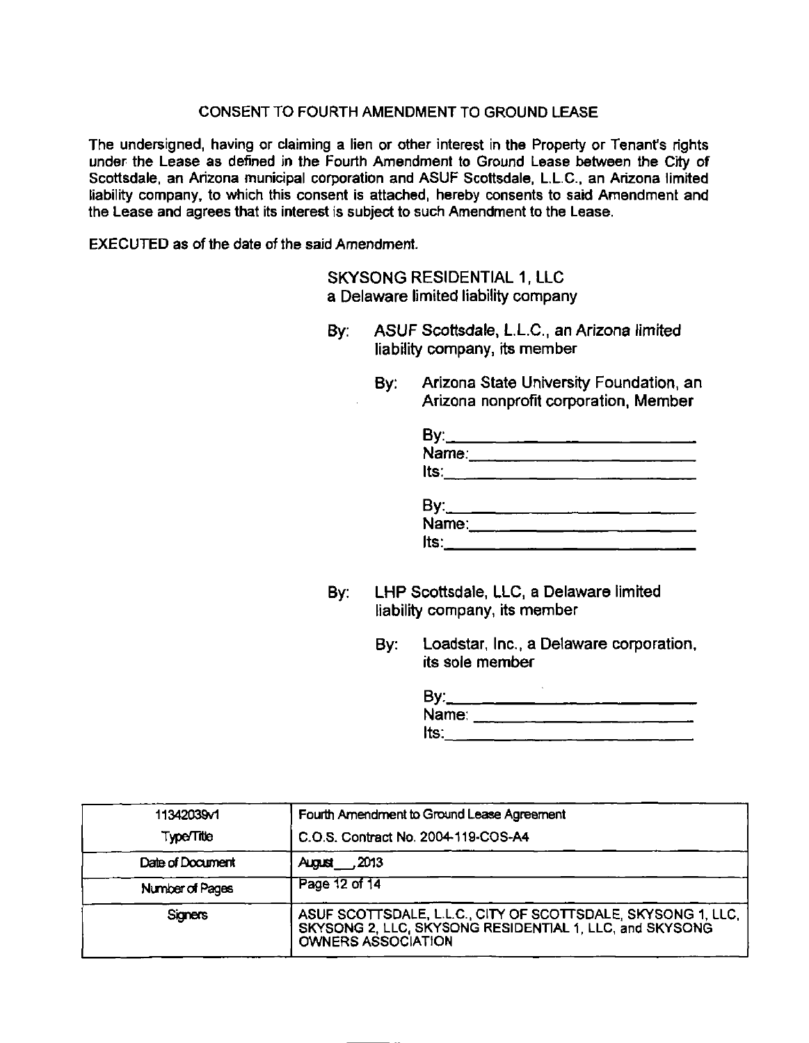## CONSENT TO FOURTH AMENDMENT TO GROUND LEASE

The undersigned, having or claiming a lien or other interest in the Property or Tenant's rights under the Lease as defined in the Fourth Amendment to Ground Lease between the City of Scottsdale, an Arizona municipal corporation and ASUF Scottsdale, L.L.C., an Arizona limited liability company, to which this consent is attached, hereby consents to said Amendment and the Lease and agrees that its interest is subject to such Amendment to the Lease.

**EXECUTED** as of the date of the said Amendment.

SKYSONG RESIDENTIAL 1, LLC
a Delaware limited liability company

By: ASUF Scottsdale, L.L.C., an Arizona limited liability company, its member

By: Arizona State University Foundation, an Arizona nonprofit corporation, Member

By:\_\_\_\_\_\_\_\_\_\_\_\_\_\_\_\_\_\_\_\_\_\_\_\_\_\_
Name:\_\_\_\_\_\_\_\_\_\_\_\_\_\_\_\_\_\_\_\_\_\_\_\_
Its:\_\_\_\_\_\_\_\_\_\_\_\_\_\_\_\_\_\_\_\_\_\_\_\_\_\_

By:\_\_\_\_\_\_\_\_\_\_\_\_\_\_\_\_\_\_\_\_\_\_\_\_\_\_
Name:\_\_\_\_\_\_\_\_\_\_\_\_\_\_\_\_\_\_\_\_\_\_\_\_
Its:\_\_\_\_\_\_\_\_\_\_\_\_\_\_\_\_\_\_\_\_\_\_\_\_\_\_

By: LHP Scottsdale, LLC, a Delaware limited liability company, its member

By: Loadstar, Inc., a Delaware corporation, its sole member

By:\_\_\_\_\_\_\_\_\_\_\_\_\_\_\_\_\_\_\_\_\_\_\_\_\_\_
Name:\_\_\_\_\_\_\_\_\_\_\_\_\_\_\_\_\_\_\_\_\_\_\_\_
Its:\_\_\_\_\_\_\_\_\_\_\_\_\_\_\_\_\_\_\_\_\_\_\_\_\_\_

| 11342039v1 | Fourth Amendment to Ground Lease Agreement |
|---|---|
| Type/Title | C.O.S. Contract No. 2004-119-COS-A4 |
| Date of Document | August \_\_, 2013 |
| Number of Pages | Page 12 of 14 |
| Signers | ASUF SCOTTSDALE, L.L.C., CITY OF SCOTTSDALE, SKYSONG 1, LLC, SKYSONG 2, LLC, SKYSONG RESIDENTIAL 1, LLC, and SKYSONG OWNERS ASSOCIATION |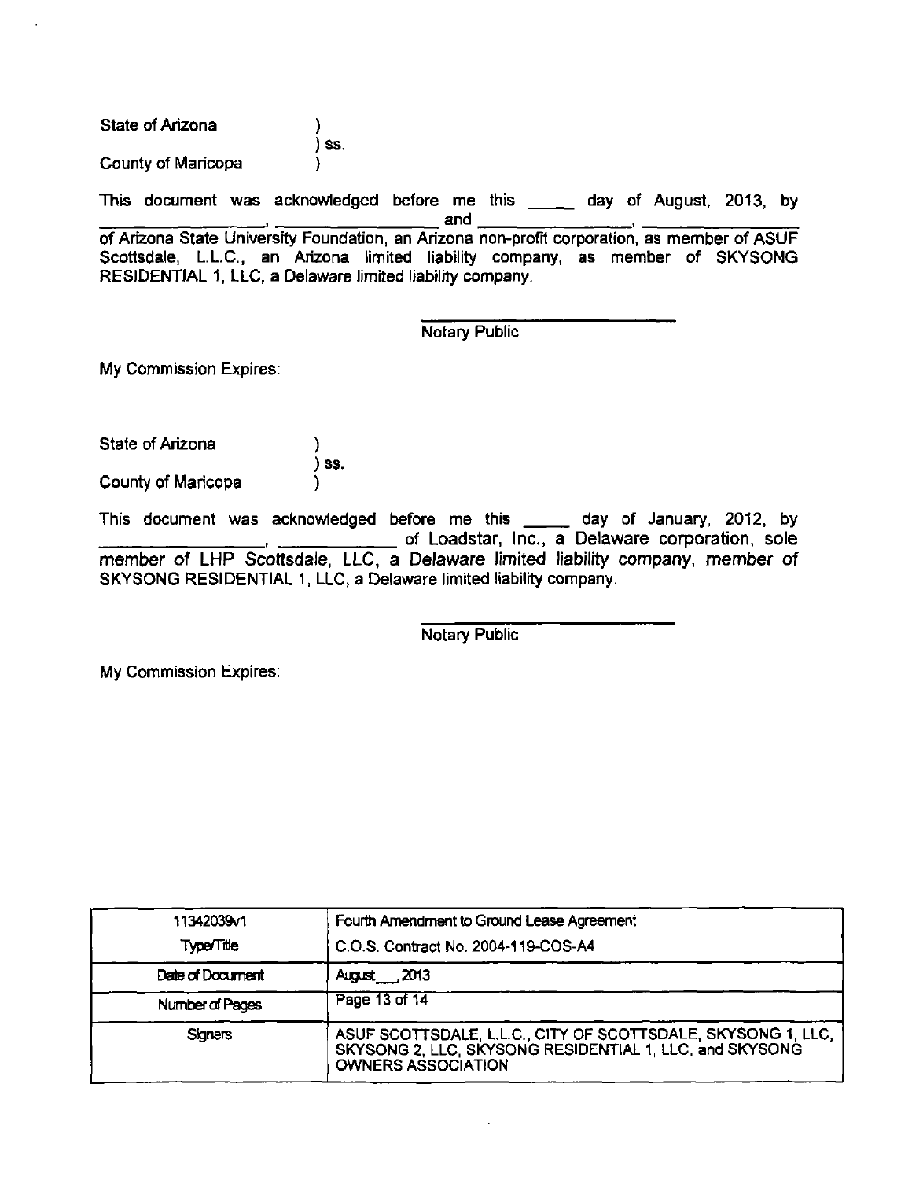State of Arizona )
) ss.
County of Maricopa )

This document was acknowledged before me this _____ day of August, 2013, by _________________, _________________ and _________________, _________________ of Arizona State University Foundation, an Arizona non-profit corporation, as member of ASUF Scottsdale, L.L.C., an Arizona limited liability company, as member of SKYSONG RESIDENTIAL 1, LLC, a Delaware limited liability company.

_________________________
Notary Public

My Commission Expires:

State of Arizona )
) ss.
County of Maricopa )

This document was acknowledged before me this _____ day of January, 2012, by _________________, _____________ of Loadstar, Inc., a Delaware corporation, sole member of LHP Scottsdale, LLC, a Delaware limited liability company, member of SKYSONG RESIDENTIAL 1, LLC, a Delaware limited liability company.

_________________________
Notary Public

My Commission Expires:

| 11342039v1 | Fourth Amendment to Ground Lease Agreement |
|---|---|
| Type/Title | C.O.S. Contract No. 2004-119-COS-A4 |
| Date of Document | August __, 2013 |
| Number of Pages | Page 13 of 14 |
| Signers | ASUF SCOTTSDALE, L.L.C., CITY OF SCOTTSDALE, SKYSONG 1, LLC, SKYSONG 2, LLC, SKYSONG RESIDENTIAL 1, LLC, and SKYSONG OWNERS ASSOCIATION |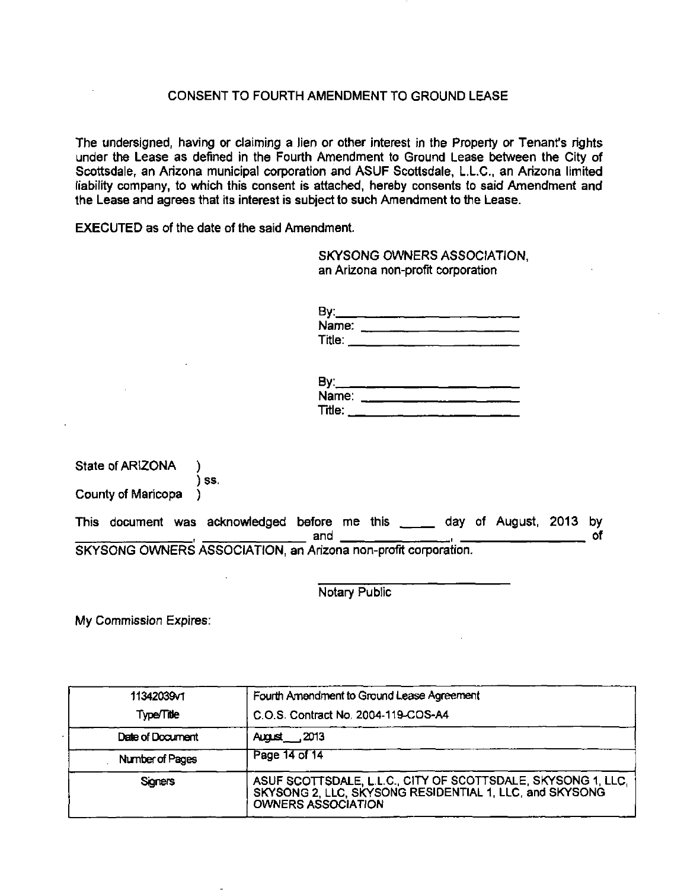# CONSENT TO FOURTH AMENDMENT TO GROUND LEASE

The undersigned, having or claiming a lien or other interest in the Property or Tenant's rights under the Lease as defined in the Fourth Amendment to Ground Lease between the City of Scottsdale, an Arizona municipal corporation and ASUF Scottsdale, L.L.C., an Arizona limited liability company, to which this consent is attached, hereby consents to said Amendment and the Lease and agrees that its interest is subject to such Amendment to the Lease.

EXECUTED as of the date of the said Amendment.

SKYSONG OWNERS ASSOCIATION,
an Arizona non-profit corporation

By:\_\_\_\_\_\_\_\_\_\_\_\_\_\_\_\_\_\_\_\_\_\_\_\_
Name: \_\_\_\_\_\_\_\_\_\_\_\_\_\_\_\_\_\_\_\_\_\_
Title: \_\_\_\_\_\_\_\_\_\_\_\_\_\_\_\_\_\_\_\_\_\_\_

By:\_\_\_\_\_\_\_\_\_\_\_\_\_\_\_\_\_\_\_\_\_\_\_\_
Name: \_\_\_\_\_\_\_\_\_\_\_\_\_\_\_\_\_\_\_\_\_\_
Title: \_\_\_\_\_\_\_\_\_\_\_\_\_\_\_\_\_\_\_\_\_\_\_

State of ARIZONA )
) ss.
County of Maricopa )

This document was acknowledged before me this \_\_\_\_\_ day of August, 2013 by \_\_\_\_\_\_\_\_\_\_\_\_\_\_\_\_, \_\_\_\_\_\_\_\_\_\_\_\_\_\_\_ and \_\_\_\_\_\_\_\_\_\_\_\_\_\_\_\_, \_\_\_\_\_\_\_\_\_\_\_\_\_\_\_\_\_\_ of SKYSONG OWNERS ASSOCIATION, an Arizona non-profit corporation.

\_\_\_\_\_\_\_\_\_\_\_\_\_\_\_\_\_\_\_\_\_\_\_\_\_\_\_\_
Notary Public

My Commission Expires:

| 11342039v1<br>Type/Title | Fourth Amendment to Ground Lease Agreement<br>C.O.S. Contract No. 2004-119-COS-A4 |
|---|---|
| Date of Document | August \_\_\_, 2013 |
| Number of Pages | Page 14 of 14 |
| Signers | ASUF SCOTTSDALE, L.L.C., CITY OF SCOTTSDALE, SKYSONG 1, LLC, SKYSONG 2, LLC, SKYSONG RESIDENTIAL 1, LLC, and SKYSONG OWNERS ASSOCIATION |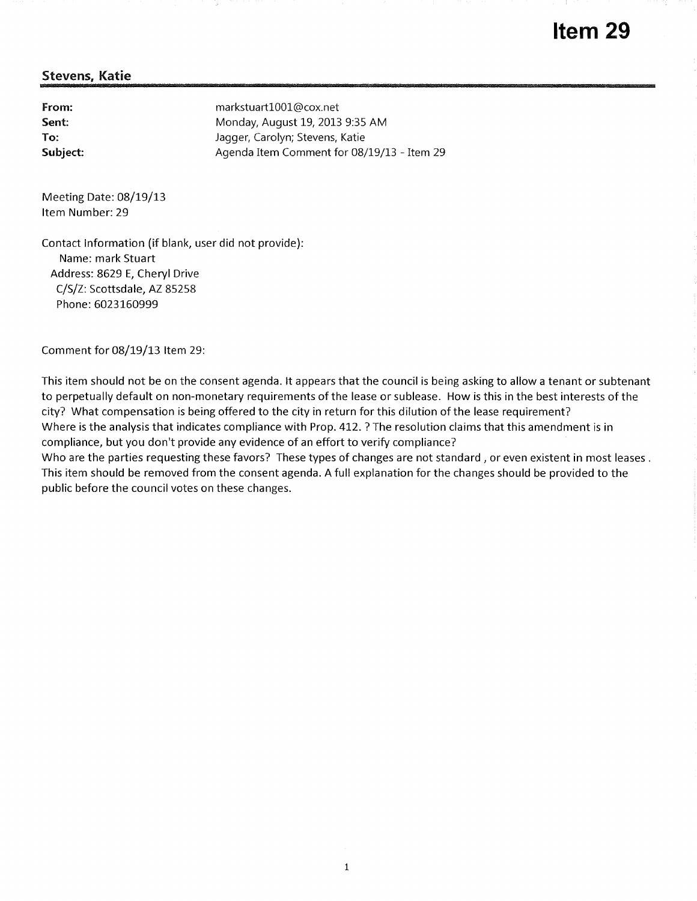# Item 29

## Stevens, Katie

| | |
|---|---|
| **From:** | markstuart1001@cox.net |
| **Sent:** | Monday, August 19, 2013 9:35 AM |
| **To:** | Jagger, Carolyn; Stevens, Katie |
| **Subject:** | Agenda Item Comment for 08/19/13 - Item 29 |

Meeting Date: 08/19/13
Item Number: 29

Contact Information (if blank, user did not provide):
Name: mark Stuart
Address: 8629 E, Cheryl Drive
C/S/Z: Scottsdale, AZ 85258
Phone: 6023160999

Comment for 08/19/13 Item 29:

This item should not be on the consent agenda. It appears that the council is being asking to allow a tenant or subtenant to perpetually default on non-monetary requirements of the lease or sublease. How is this in the best interests of the city? What compensation is being offered to the city in return for this dilution of the lease requirement?
Where is the analysis that indicates compliance with Prop. 412. ? The resolution claims that this amendment is in compliance, but you don't provide any evidence of an effort to verify compliance?
Who are the parties requesting these favors? These types of changes are not standard , or even existent in most leases .
This item should be removed from the consent agenda. A full explanation for the changes should be provided to the public before the council votes on these changes.